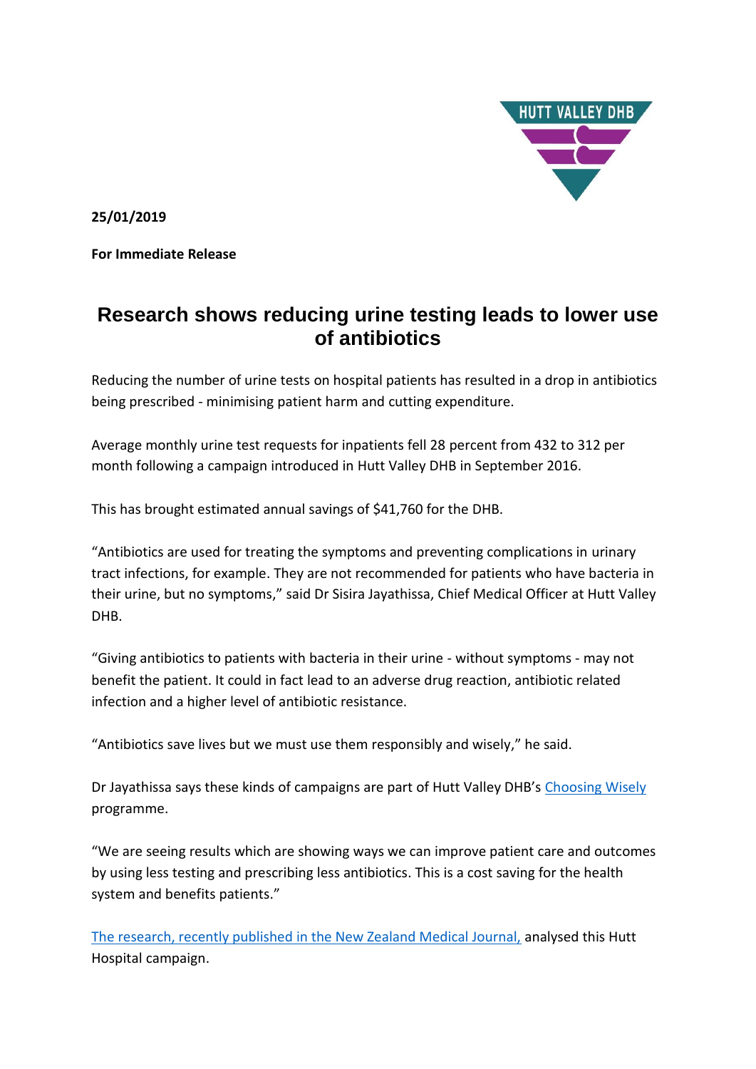**25/01/2019**

**For Immediate Release**

# Research shows reducing urine testing leads to lower use of antibiotics

Reducing the number of urine tests on hospital patients has resulted in a drop in antibiotics being prescribed - minimising patient harm and cutting expenditure.

Average monthly urine test requests for inpatients fell 28 percent from 432 to 312 per month following a campaign introduced in Hutt Valley DHB in September 2016.

This has brought estimated annual savings of $41,760 for the DHB.

"Antibiotics are used for treating the symptoms and preventing complications in urinary tract infections, for example. They are not recommended for patients who have bacteria in their urine, but no symptoms," said Dr Sisira Jayathissa, Chief Medical Officer at Hutt Valley DHB.

"Giving antibiotics to patients with bacteria in their urine - without symptoms - may not benefit the patient. It could in fact lead to an adverse drug reaction, antibiotic related infection and a higher level of antibiotic resistance.

"Antibiotics save lives but we must use them responsibly and wisely," he said.

Dr Jayathissa says these kinds of campaigns are part of Hutt Valley DHB's Choosing Wisely programme.

"We are seeing results which are showing ways we can improve patient care and outcomes by using less testing and prescribing less antibiotics. This is a cost saving for the health system and benefits patients."

The research, recently published in the New Zealand Medical Journal, analysed this Hutt Hospital campaign.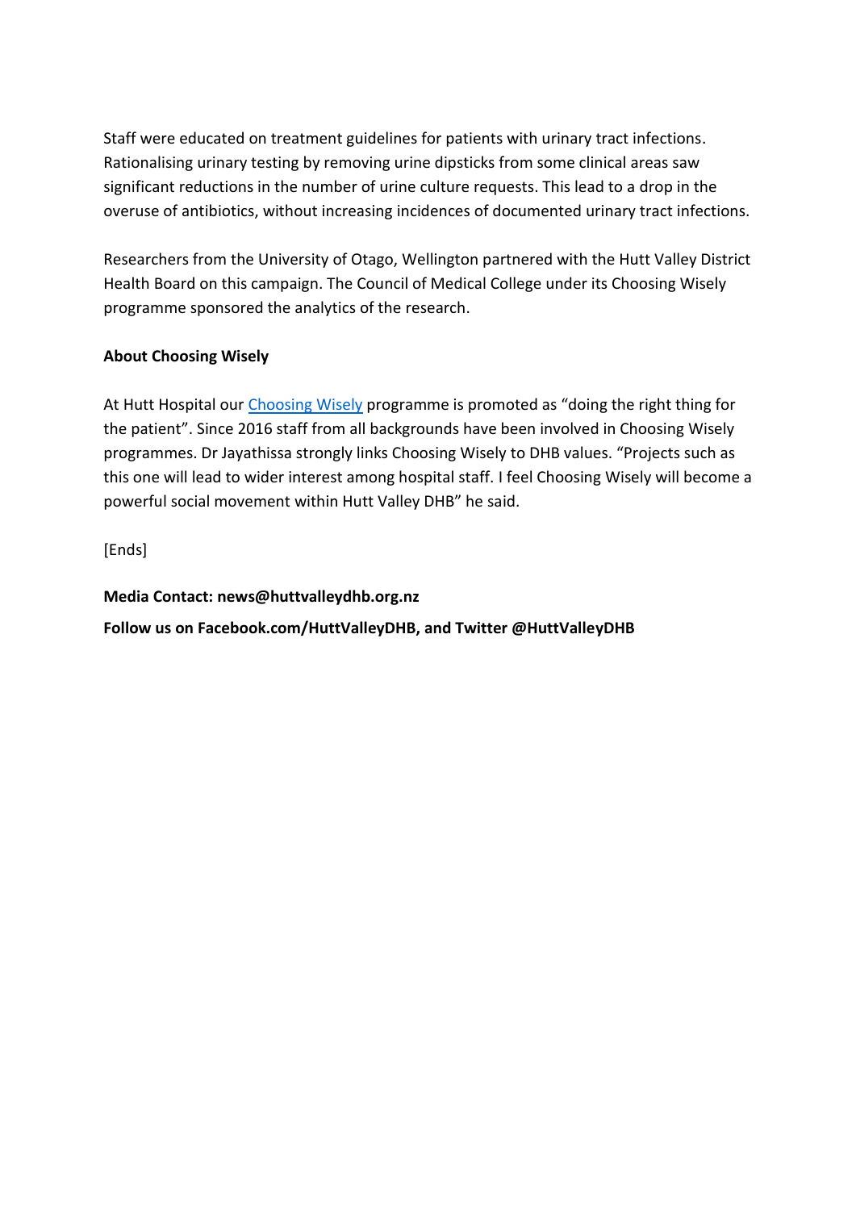Staff were educated on treatment guidelines for patients with urinary tract infections. Rationalising urinary testing by removing urine dipsticks from some clinical areas saw significant reductions in the number of urine culture requests. This lead to a drop in the overuse of antibiotics, without increasing incidences of documented urinary tract infections.

Researchers from the University of Otago, Wellington partnered with the Hutt Valley District Health Board on this campaign. The Council of Medical College under its Choosing Wisely programme sponsored the analytics of the research.

**About Choosing Wisely**

At Hutt Hospital our Choosing Wisely programme is promoted as "doing the right thing for the patient". Since 2016 staff from all backgrounds have been involved in Choosing Wisely programmes. Dr Jayathissa strongly links Choosing Wisely to DHB values. "Projects such as this one will lead to wider interest among hospital staff. I feel Choosing Wisely will become a powerful social movement within Hutt Valley DHB" he said.

[Ends]

**Media Contact: news@huttvalleydhb.org.nz**

**Follow us on Facebook.com/HuttValleyDHB, and Twitter @HuttValleyDHB**